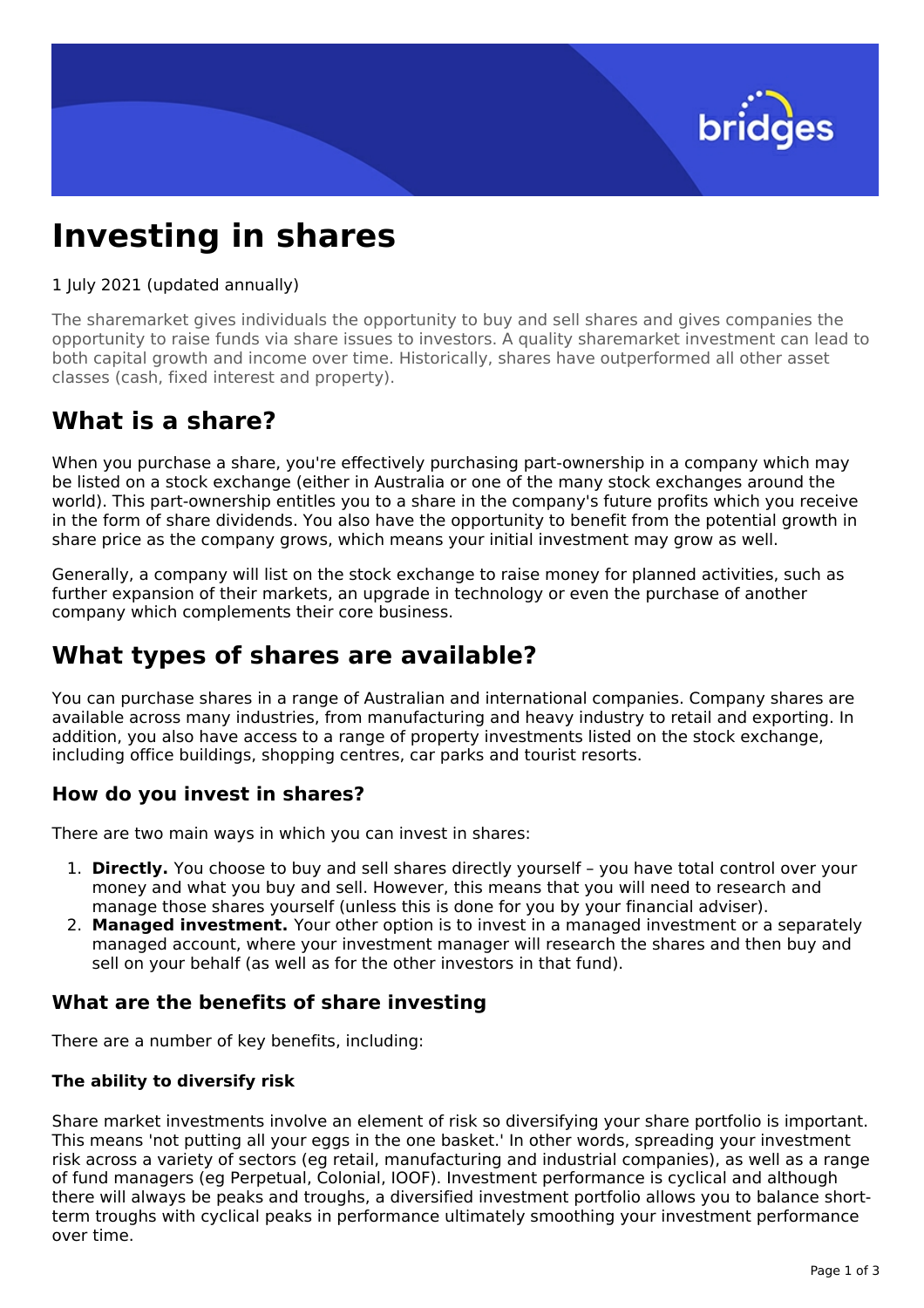# Investing in shares

1 July 2021 (updated annually)

The sharemarket gives individuals the opportunity to buy and sell shares and gives companies the opportunity to raise funds via share issues to investors. A quality sharemarket investment can lead to both capital growth and income over time. Historically, shares have outperformed all other asset classes (cash, fixed interest and property).

## What is a share?

When you purchase a share, you're effectively purchasing part-ownership in a company which may be listed on a stock exchange (either in Australia or one of the many stock exchanges around the world). This part-ownership entitles you to a share in the company's future profits which you receive in the form of share dividends. You also have the opportunity to benefit from the potential growth in share price as the company grows, which means your initial investment may grow as well.

Generally, a company will list on the stock exchange to raise money for planned activities, such as further expansion of their markets, an upgrade in technology or even the purchase of another company which complements their core business.

## What types of shares are available?

You can purchase shares in a range of Australian and international companies. Company shares are available across many industries, from manufacturing and heavy industry to retail and exporting. In addition, you also have access to a range of property investments listed on the stock exchange, including office buildings, shopping centres, car parks and tourist resorts.

### How do you invest in shares?

There are two main ways in which you can invest in shares:

1. **Directly.** You choose to buy and sell shares directly yourself – you have total control over your money and what you buy and sell. However, this means that you will need to research and manage those shares yourself (unless this is done for you by your financial adviser).
2. **Managed investment.** Your other option is to invest in a managed investment or a separately managed account, where your investment manager will research the shares and then buy and sell on your behalf (as well as for the other investors in that fund).

### What are the benefits of share investing

There are a number of key benefits, including:

#### The ability to diversify risk

Share market investments involve an element of risk so diversifying your share portfolio is important. This means 'not putting all your eggs in the one basket.' In other words, spreading your investment risk across a variety of sectors (eg retail, manufacturing and industrial companies), as well as a range of fund managers (eg Perpetual, Colonial, IOOF). Investment performance is cyclical and although there will always be peaks and troughs, a diversified investment portfolio allows you to balance short-term troughs with cyclical peaks in performance ultimately smoothing your investment performance over time.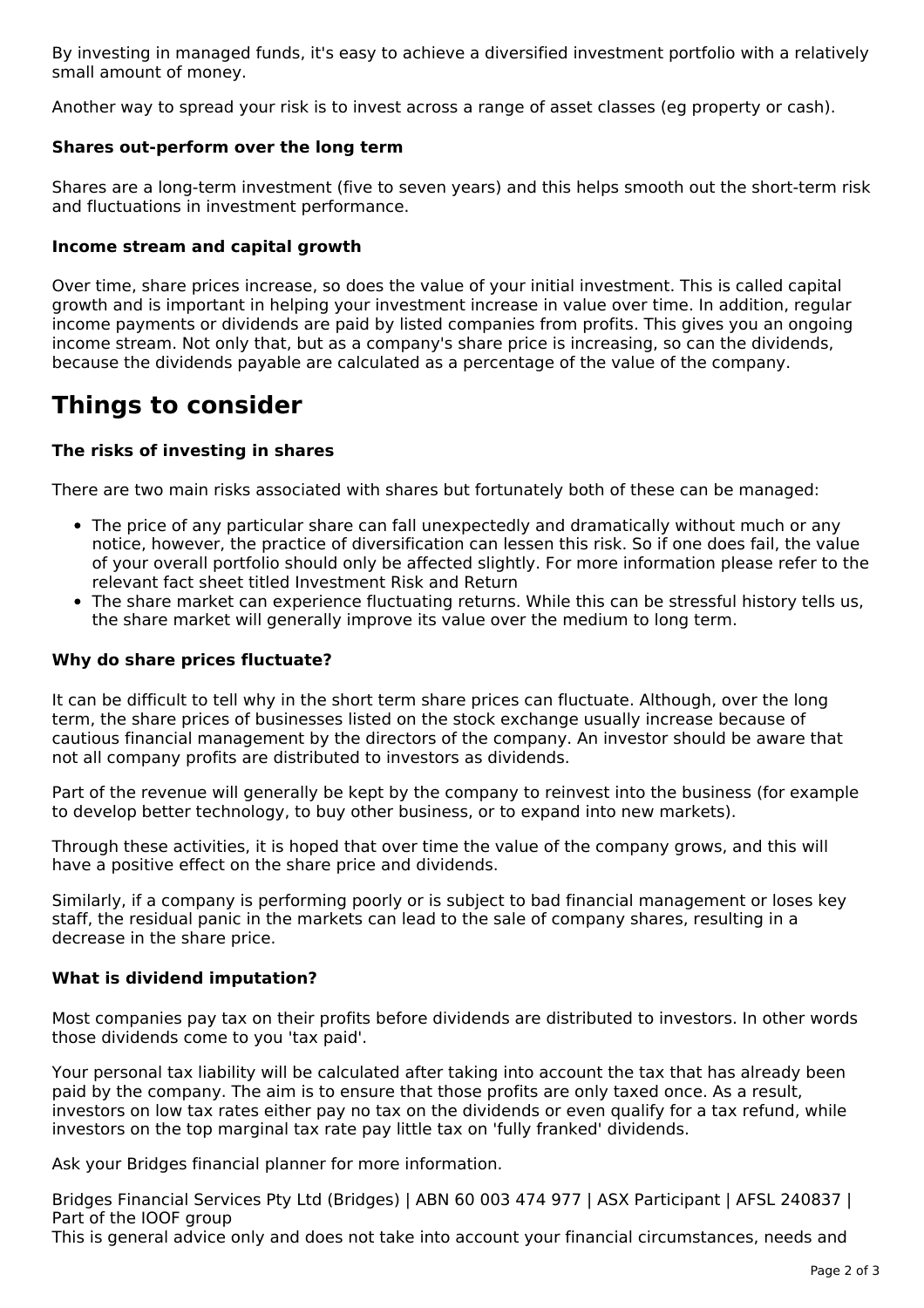By investing in managed funds, it's easy to achieve a diversified investment portfolio with a relatively small amount of money.

Another way to spread your risk is to invest across a range of asset classes (eg property or cash).

**Shares out-perform over the long term**

Shares are a long-term investment (five to seven years) and this helps smooth out the short-term risk and fluctuations in investment performance.

**Income stream and capital growth**

Over time, share prices increase, so does the value of your initial investment. This is called capital growth and is important in helping your investment increase in value over time. In addition, regular income payments or dividends are paid by listed companies from profits. This gives you an ongoing income stream. Not only that, but as a company's share price is increasing, so can the dividends, because the dividends payable are calculated as a percentage of the value of the company.

# Things to consider

**The risks of investing in shares**

There are two main risks associated with shares but fortunately both of these can be managed:

- The price of any particular share can fall unexpectedly and dramatically without much or any notice, however, the practice of diversification can lessen this risk. So if one does fail, the value of your overall portfolio should only be affected slightly. For more information please refer to the relevant fact sheet titled Investment Risk and Return
- The share market can experience fluctuating returns. While this can be stressful history tells us, the share market will generally improve its value over the medium to long term.

**Why do share prices fluctuate?**

It can be difficult to tell why in the short term share prices can fluctuate. Although, over the long term, the share prices of businesses listed on the stock exchange usually increase because of cautious financial management by the directors of the company. An investor should be aware that not all company profits are distributed to investors as dividends.

Part of the revenue will generally be kept by the company to reinvest into the business (for example to develop better technology, to buy other business, or to expand into new markets).

Through these activities, it is hoped that over time the value of the company grows, and this will have a positive effect on the share price and dividends.

Similarly, if a company is performing poorly or is subject to bad financial management or loses key staff, the residual panic in the markets can lead to the sale of company shares, resulting in a decrease in the share price.

**What is dividend imputation?**

Most companies pay tax on their profits before dividends are distributed to investors. In other words those dividends come to you 'tax paid'.

Your personal tax liability will be calculated after taking into account the tax that has already been paid by the company. The aim is to ensure that those profits are only taxed once. As a result, investors on low tax rates either pay no tax on the dividends or even qualify for a tax refund, while investors on the top marginal tax rate pay little tax on 'fully franked' dividends.

Ask your Bridges financial planner for more information.

Bridges Financial Services Pty Ltd (Bridges) | ABN 60 003 474 977 | ASX Participant | AFSL 240837 | Part of the IOOF group
This is general advice only and does not take into account your financial circumstances, needs and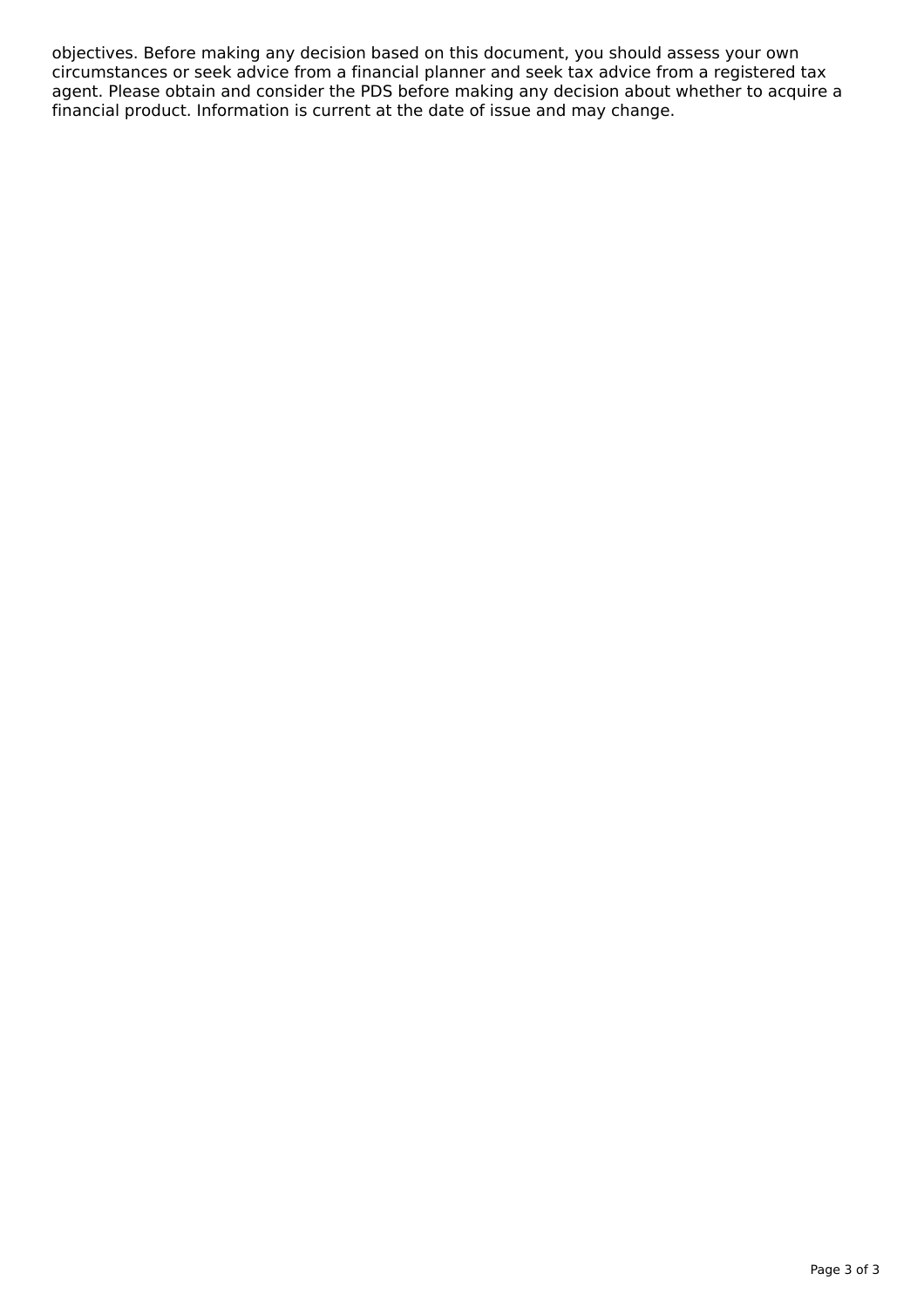objectives. Before making any decision based on this document, you should assess your own circumstances or seek advice from a financial planner and seek tax advice from a registered tax agent. Please obtain and consider the PDS before making any decision about whether to acquire a financial product. Information is current at the date of issue and may change.